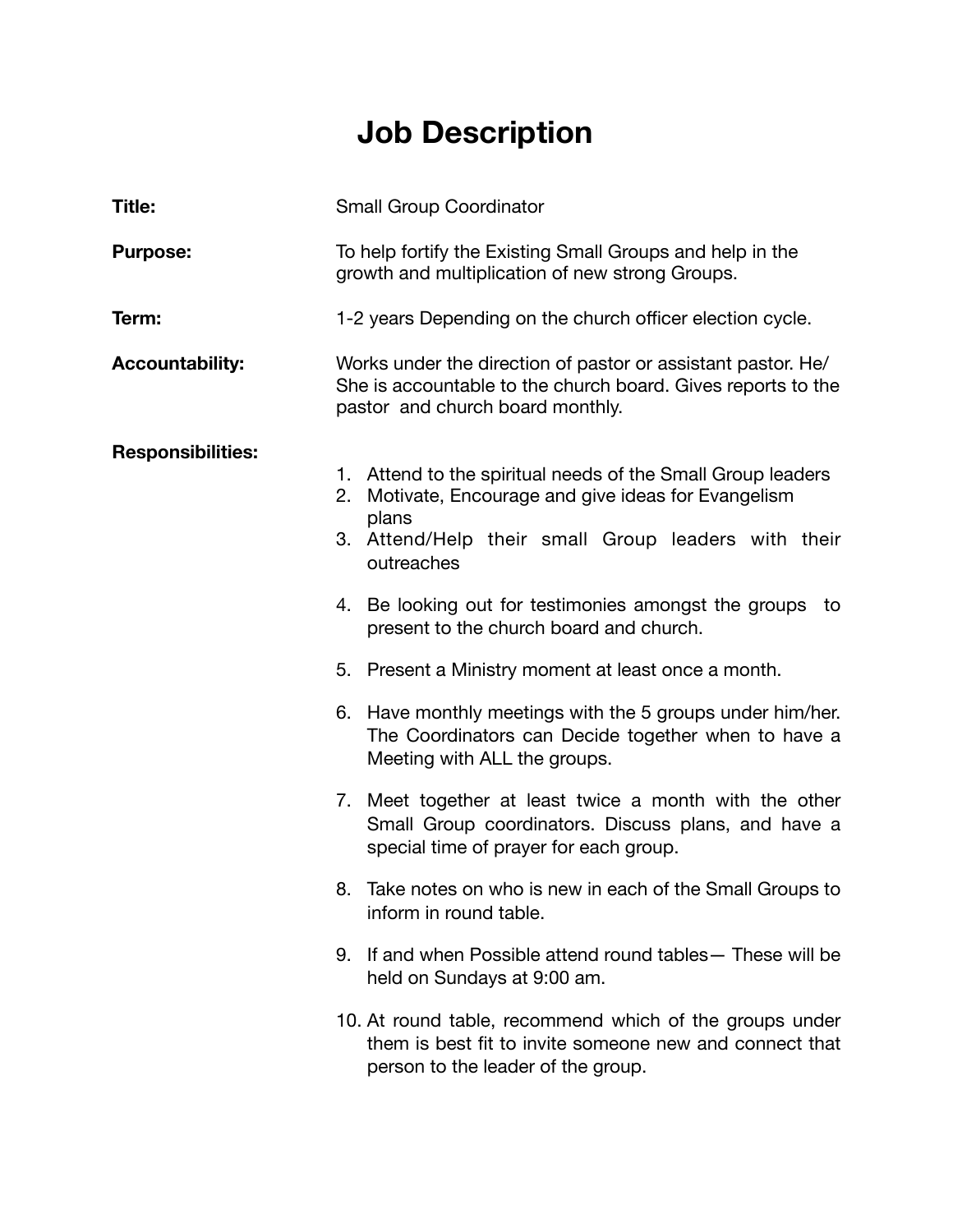# Job Description

**Title:** Small Group Coordinator

**Purpose:** To help fortify the Existing Small Groups and help in the growth and multiplication of new strong Groups.

**Term:** 1-2 years Depending on the church officer election cycle.

**Accountability:** Works under the direction of pastor or assistant pastor. He/She is accountable to the church board. Gives reports to the pastor and church board monthly.

**Responsibilities:**

1. Attend to the spiritual needs of the Small Group leaders
2. Motivate, Encourage and give ideas for Evangelism plans
3. Attend/Help their small Group leaders with their outreaches
4. Be looking out for testimonies amongst the groups to present to the church board and church.
5. Present a Ministry moment at least once a month.
6. Have monthly meetings with the 5 groups under him/her. The Coordinators can Decide together when to have a Meeting with ALL the groups.
7. Meet together at least twice a month with the other Small Group coordinators. Discuss plans, and have a special time of prayer for each group.
8. Take notes on who is new in each of the Small Groups to inform in round table.
9. If and when Possible attend round tables— These will be held on Sundays at 9:00 am.
10. At round table, recommend which of the groups under them is best fit to invite someone new and connect that person to the leader of the group.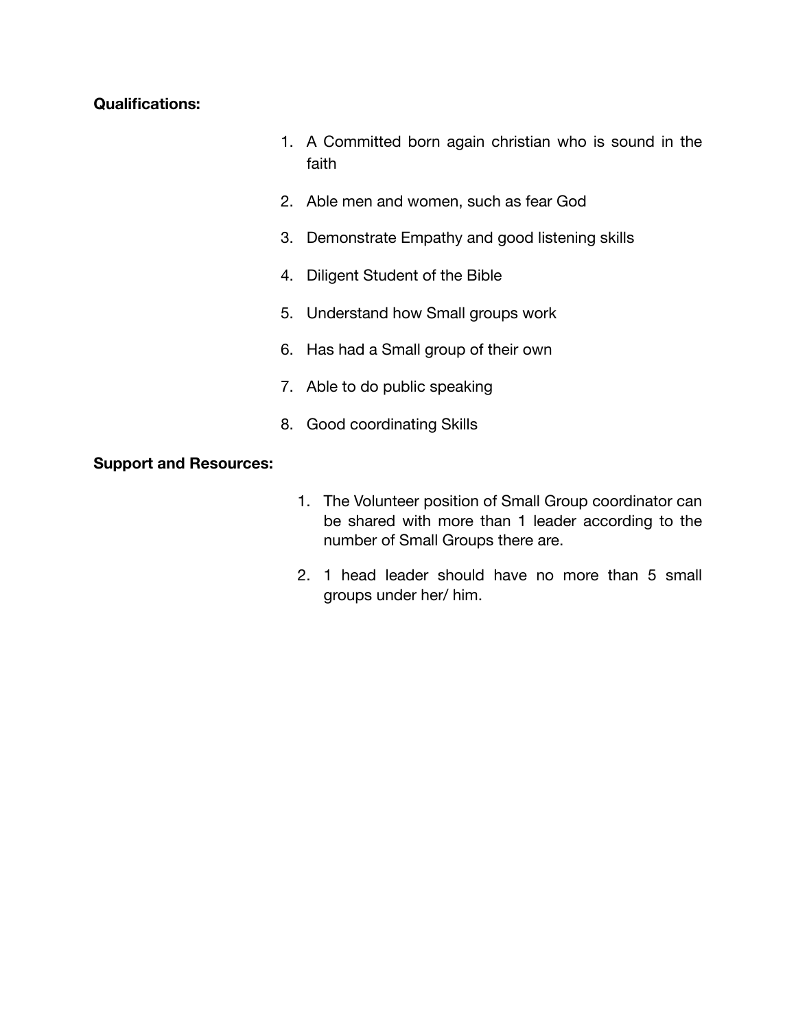**Qualifications:**

1. A Committed born again christian who is sound in the faith
2. Able men and women, such as fear God
3. Demonstrate Empathy and good listening skills
4. Diligent Student of the Bible
5. Understand how Small groups work
6. Has had a Small group of their own
7. Able to do public speaking
8. Good coordinating Skills

**Support and Resources:**

1. The Volunteer position of Small Group coordinator can be shared with more than 1 leader according to the number of Small Groups there are.
2. 1 head leader should have no more than 5 small groups under her/ him.